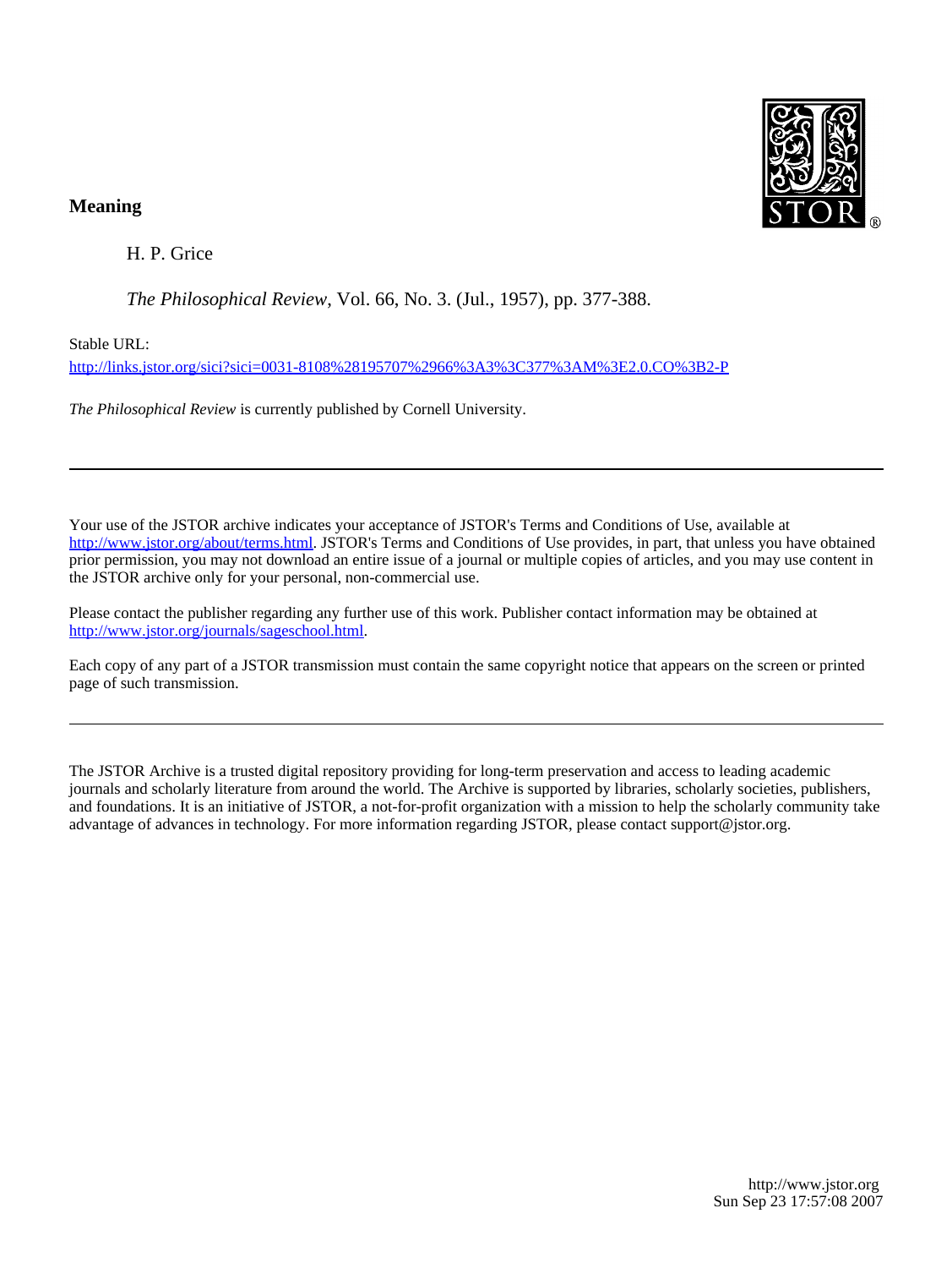# Meaning

H. P. Grice

*The Philosophical Review*, Vol. 66, No. 3. (Jul., 1957), pp. 377-388.

Stable URL:

http://links.jstor.org/sici?sici=0031-8108%28195707%2966%3A3%3C377%3AM%3E2.0.CO%3B2-P

*The Philosophical Review* is currently published by Cornell University.

---

Your use of the JSTOR archive indicates your acceptance of JSTOR's Terms and Conditions of Use, available at http://www.jstor.org/about/terms.html. JSTOR's Terms and Conditions of Use provides, in part, that unless you have obtained prior permission, you may not download an entire issue of a journal or multiple copies of articles, and you may use content in the JSTOR archive only for your personal, non-commercial use.

Please contact the publisher regarding any further use of this work. Publisher contact information may be obtained at http://www.jstor.org/journals/sageschool.html.

Each copy of any part of a JSTOR transmission must contain the same copyright notice that appears on the screen or printed page of such transmission.

---

The JSTOR Archive is a trusted digital repository providing for long-term preservation and access to leading academic journals and scholarly literature from around the world. The Archive is supported by libraries, scholarly societies, publishers, and foundations. It is an initiative of JSTOR, a not-for-profit organization with a mission to help the scholarly community take advantage of advances in technology. For more information regarding JSTOR, please contact support@jstor.org.

http://www.jstor.org
Sun Sep 23 17:57:08 2007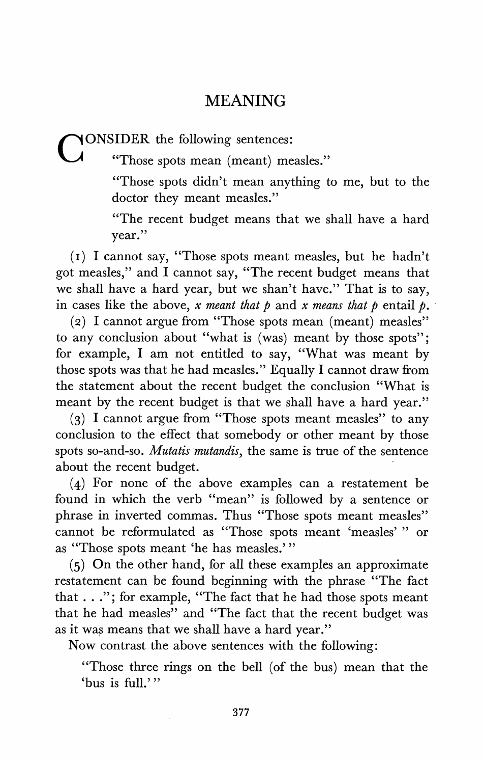# MEANING

CONSIDER the following sentences:

> "Those spots mean (meant) measles."
>
> "Those spots didn't mean anything to me, but to the doctor they meant measles."
>
> "The recent budget means that we shall have a hard year."

(1) I cannot say, "Those spots meant measles, but he hadn't got measles," and I cannot say, "The recent budget means that we shall have a hard year, but we shan't have." That is to say, in cases like the above, *x meant that p* and *x means that p* entail *p*.

(2) I cannot argue from "Those spots mean (meant) measles" to any conclusion about "what is (was) meant by those spots"; for example, I am not entitled to say, "What was meant by those spots was that he had measles." Equally I cannot draw from the statement about the recent budget the conclusion "What is meant by the recent budget is that we shall have a hard year."

(3) I cannot argue from "Those spots meant measles" to any conclusion to the effect that somebody or other meant by those spots so-and-so. *Mutatis mutandis*, the same is true of the sentence about the recent budget.

(4) For none of the above examples can a restatement be found in which the verb "mean" is followed by a sentence or phrase in inverted commas. Thus "Those spots meant measles" cannot be reformulated as "Those spots meant 'measles' " or as "Those spots meant 'he has measles.' "

(5) On the other hand, for all these examples an approximate restatement can be found beginning with the phrase "The fact that . . ."; for example, "The fact that he had those spots meant that he had measles" and "The fact that the recent budget was as it was means that we shall have a hard year."

Now contrast the above sentences with the following:

> "Those three rings on the bell (of the bus) mean that the 'bus is full.' "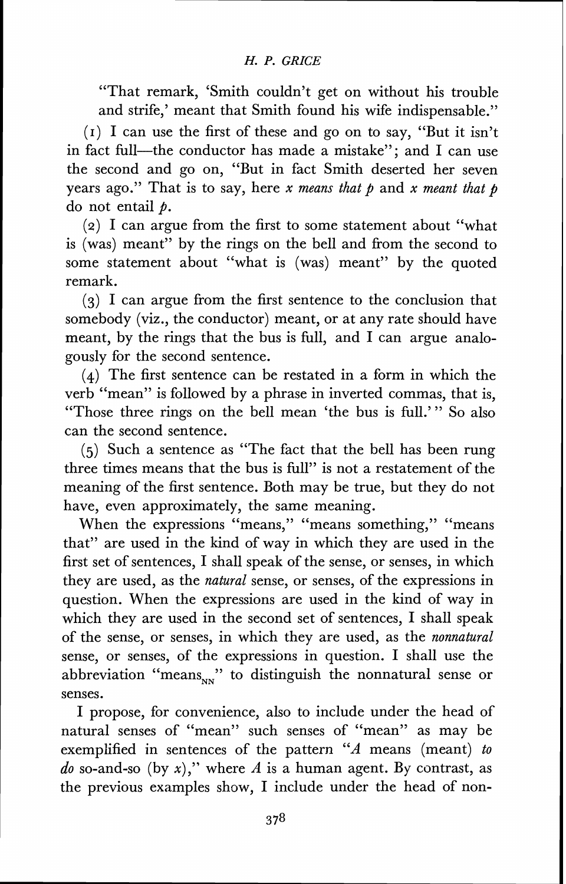"That remark, 'Smith couldn't get on without his trouble and strife,' meant that Smith found his wife indispensable."

(1) I can use the first of these and go on to say, "But it isn't in fact full—the conductor has made a mistake"; and I can use the second and go on, "But in fact Smith deserted her seven years ago." That is to say, here *x means that p* and *x meant that p* do not entail *p*.

(2) I can argue from the first to some statement about "what is (was) meant" by the rings on the bell and from the second to some statement about "what is (was) meant" by the quoted remark.

(3) I can argue from the first sentence to the conclusion that somebody (viz., the conductor) meant, or at any rate should have meant, by the rings that the bus is full, and I can argue analogously for the second sentence.

(4) The first sentence can be restated in a form in which the verb "mean" is followed by a phrase in inverted commas, that is, "Those three rings on the bell mean 'the bus is full.'" So also can the second sentence.

(5) Such a sentence as "The fact that the bell has been rung three times means that the bus is full" is not a restatement of the meaning of the first sentence. Both may be true, but they do not have, even approximately, the same meaning.

When the expressions "means," "means something," "means that" are used in the kind of way in which they are used in the first set of sentences, I shall speak of the sense, or senses, in which they are used, as the *natural* sense, or senses, of the expressions in question. When the expressions are used in the kind of way in which they are used in the second set of sentences, I shall speak of the sense, or senses, in which they are used, as the *nonnatural* sense, or senses, of the expressions in question. I shall use the abbreviation "$\text{means}_{\text{NN}}$" to distinguish the nonnatural sense or senses.

I propose, for convenience, also to include under the head of natural senses of "mean" such senses of "mean" as may be exemplified in sentences of the pattern "*A* means (meant) *to do* so-and-so (by *x*)," where *A* is a human agent. By contrast, as the previous examples show, I include under the head of non-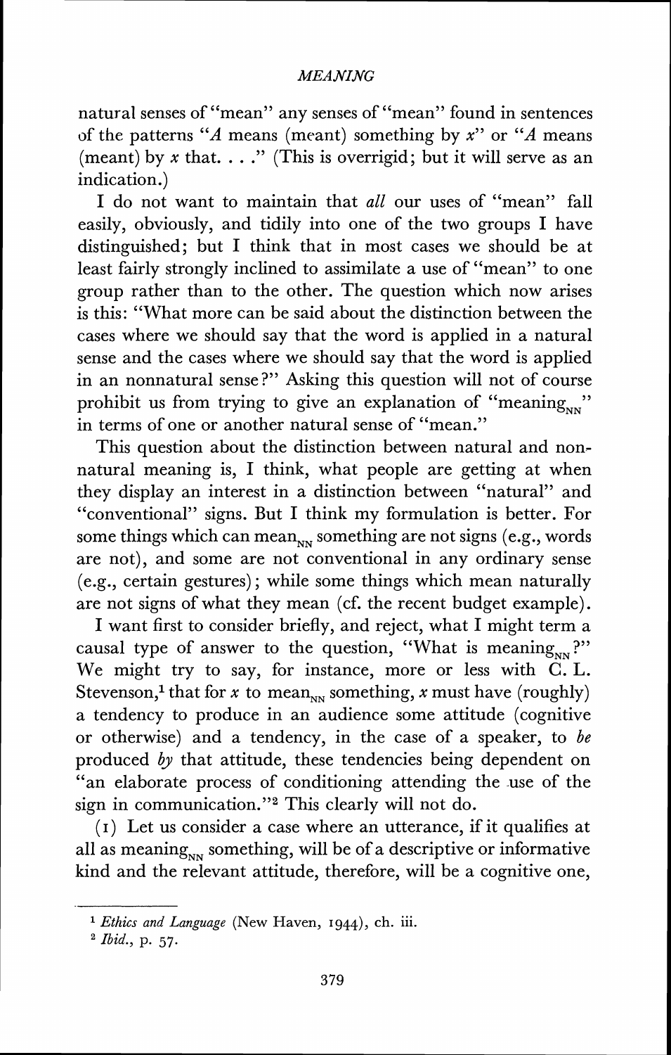natural senses of "mean" any senses of "mean" found in sentences of the patterns "*A* means (meant) something by *x*" or "*A* means (meant) by *x* that. . . ." (This is overrigid; but it will serve as an indication.)

I do not want to maintain that *all* our uses of "mean" fall easily, obviously, and tidily into one of the two groups I have distinguished; but I think that in most cases we should be at least fairly strongly inclined to assimilate a use of "mean" to one group rather than to the other. The question which now arises is this: "What more can be said about the distinction between the cases where we should say that the word is applied in a natural sense and the cases where we should say that the word is applied in an nonnatural sense?" Asking this question will not of course prohibit us from trying to give an explanation of "meaning$_{NN}$" in terms of one or another natural sense of "mean."

This question about the distinction between natural and nonnatural meaning is, I think, what people are getting at when they display an interest in a distinction between "natural" and "conventional" signs. But I think my formulation is better. For some things which can mean$_{NN}$ something are not signs (e.g., words are not), and some are not conventional in any ordinary sense (e.g., certain gestures); while some things which mean naturally are not signs of what they mean (cf. the recent budget example).

I want first to consider briefly, and reject, what I might term a causal type of answer to the question, "What is meaning$_{NN}$?" We might try to say, for instance, more or less with C. L. Stevenson,[1] that for *x* to mean$_{NN}$ something, *x* must have (roughly) a tendency to produce in an audience some attitude (cognitive or otherwise) and a tendency, in the case of a speaker, to *be* produced *by* that attitude, these tendencies being dependent on "an elaborate process of conditioning attending the use of the sign in communication."[2] This clearly will not do.

(1) Let us consider a case where an utterance, if it qualifies at all as meaning$_{NN}$ something, will be of a descriptive or informative kind and the relevant attitude, therefore, will be a cognitive one,

[1] *Ethics and Language* (New Haven, 1944), ch. iii.

[2] *Ibid.*, p. 57.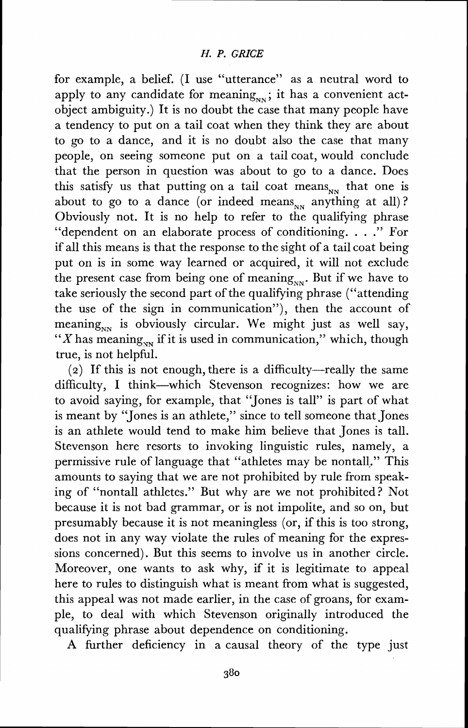for example, a belief. (I use "utterance" as a neutral word to apply to any candidate for meaning$_{NN}$; it has a convenient act-object ambiguity.) It is no doubt the case that many people have a tendency to put on a tail coat when they think they are about to go to a dance, and it is no doubt also the case that many people, on seeing someone put on a tail coat, would conclude that the person in question was about to go to a dance. Does this satisfy us that putting on a tail coat means$_{NN}$ that one is about to go to a dance (or indeed means$_{NN}$ anything at all)? Obviously not. It is no help to refer to the qualifying phrase "dependent on an elaborate process of conditioning. . . ." For if all this means is that the response to the sight of a tail coat being put on is in some way learned or acquired, it will not exclude the present case from being one of meaning$_{NN}$. But if we have to take seriously the second part of the qualifying phrase ("attending the use of the sign in communication"), then the account of meaning$_{NN}$ is obviously circular. We might just as well say, "$X$ has meaning$_{NN}$ if it is used in communication," which, though true, is not helpful.

(2) If this is not enough, there is a difficulty—really the same difficulty, I think—which Stevenson recognizes: how we are to avoid saying, for example, that "Jones is tall" is part of what is meant by "Jones is an athlete," since to tell someone that Jones is an athlete would tend to make him believe that Jones is tall. Stevenson here resorts to invoking linguistic rules, namely, a permissive rule of language that "athletes may be nontall." This amounts to saying that we are not prohibited by rule from speaking of "nontall athletes." But why are we not prohibited? Not because it is not bad grammar, or is not impolite, and so on, but presumably because it is not meaningless (or, if this is too strong, does not in any way violate the rules of meaning for the expressions concerned). But this seems to involve us in another circle. Moreover, one wants to ask why, if it is legitimate to appeal here to rules to distinguish what is meant from what is suggested, this appeal was not made earlier, in the case of groans, for example, to deal with which Stevenson originally introduced the qualifying phrase about dependence on conditioning.

A further deficiency in a causal theory of the type just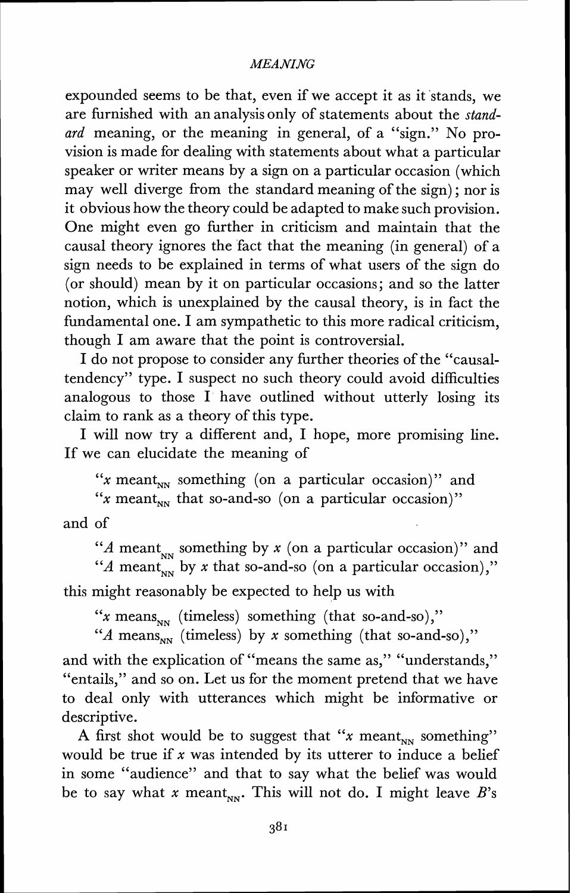expounded seems to be that, even if we accept it as it stands, we are furnished with an analysis only of statements about the *standard* meaning, or the meaning in general, of a "sign." No provision is made for dealing with statements about what a particular speaker or writer means by a sign on a particular occasion (which may well diverge from the standard meaning of the sign); nor is it obvious how the theory could be adapted to make such provision. One might even go further in criticism and maintain that the causal theory ignores the fact that the meaning (in general) of a sign needs to be explained in terms of what users of the sign do (or should) mean by it on particular occasions; and so the latter notion, which is unexplained by the causal theory, is in fact the fundamental one. I am sympathetic to this more radical criticism, though I am aware that the point is controversial.

I do not propose to consider any further theories of the "causal-tendency" type. I suspect no such theory could avoid difficulties analogous to those I have outlined without utterly losing its claim to rank as a theory of this type.

I will now try a different and, I hope, more promising line. If we can elucidate the meaning of

"$x$ meant$_{NN}$ something (on a particular occasion)" and
"$x$ meant$_{NN}$ that so-and-so (on a particular occasion)"

and of

"$A$ meant$_{NN}$ something by $x$ (on a particular occasion)" and
"$A$ meant$_{NN}$ by $x$ that so-and-so (on a particular occasion),"

this might reasonably be expected to help us with

"$x$ means$_{NN}$ (timeless) something (that so-and-so),"
"$A$ means$_{NN}$ (timeless) by $x$ something (that so-and-so),"

and with the explication of "means the same as," "understands," "entails," and so on. Let us for the moment pretend that we have to deal only with utterances which might be informative or descriptive.

A first shot would be to suggest that "$x$ meant$_{NN}$ something" would be true if $x$ was intended by its utterer to induce a belief in some "audience" and that to say what the belief was would be to say what $x$ meant$_{NN}$. This will not do. I might leave $B$'s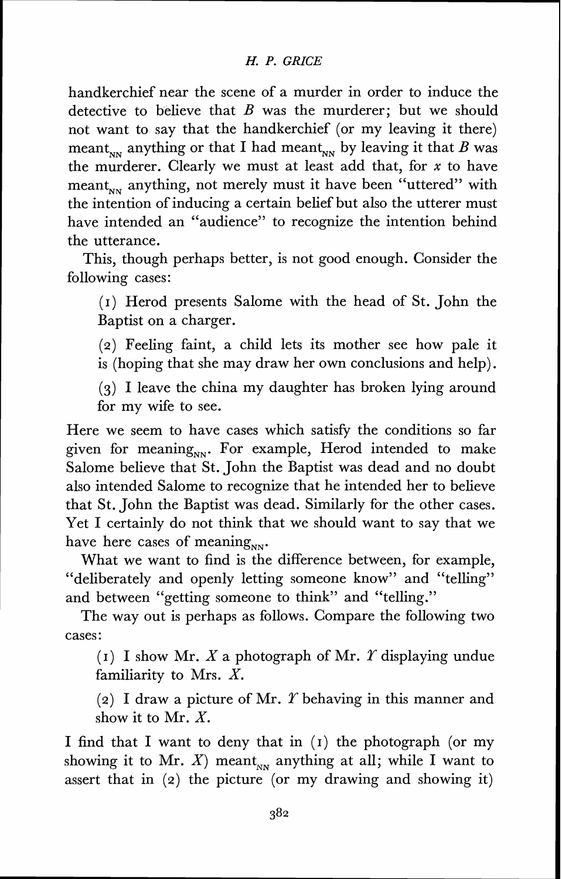handkerchief near the scene of a murder in order to induce the detective to believe that *B* was the murderer; but we should not want to say that the handkerchief (or my leaving it there) $\text{meant}_{NN}$ anything or that I had $\text{meant}_{NN}$ by leaving it that *B* was the murderer. Clearly we must at least add that, for *x* to have $\text{meant}_{NN}$ anything, not merely must it have been "uttered" with the intention of inducing a certain belief but also the utterer must have intended an "audience" to recognize the intention behind the utterance.

This, though perhaps better, is not good enough. Consider the following cases:

(1) Herod presents Salome with the head of St. John the Baptist on a charger.

(2) Feeling faint, a child lets its mother see how pale it is (hoping that she may draw her own conclusions and help).

(3) I leave the china my daughter has broken lying around for my wife to see.

Here we seem to have cases which satisfy the conditions so far given for $\text{meaning}_{NN}$. For example, Herod intended to make Salome believe that St. John the Baptist was dead and no doubt also intended Salome to recognize that he intended her to believe that St. John the Baptist was dead. Similarly for the other cases. Yet I certainly do not think that we should want to say that we have here cases of $\text{meaning}_{NN}$.

What we want to find is the difference between, for example, "deliberately and openly letting someone know" and "telling" and between "getting someone to think" and "telling."

The way out is perhaps as follows. Compare the following two cases:

(1) I show Mr. *X* a photograph of Mr. *Y* displaying undue familiarity to Mrs. *X*.

(2) I draw a picture of Mr. *Y* behaving in this manner and show it to Mr. *X*.

I find that I want to deny that in (1) the photograph (or my showing it to Mr. *X*) $\text{meant}_{NN}$ anything at all; while I want to assert that in (2) the picture (or my drawing and showing it)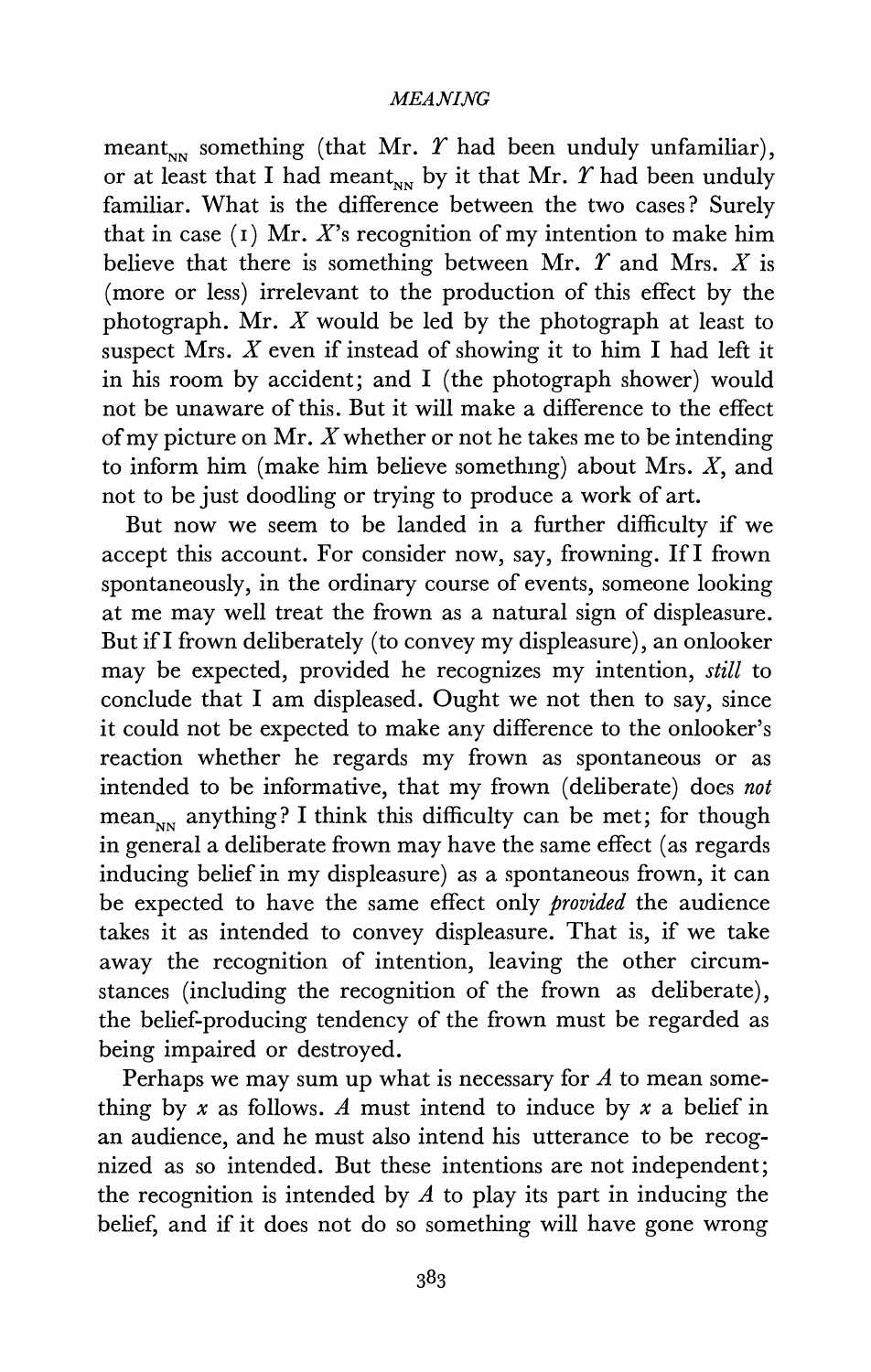meant$_{NN}$ something (that Mr. *Y* had been unduly unfamiliar), or at least that I had meant$_{NN}$ by it that Mr. *Y* had been unduly familiar. What is the difference between the two cases? Surely that in case (1) Mr. *X*'s recognition of my intention to make him believe that there is something between Mr. *Y* and Mrs. *X* is (more or less) irrelevant to the production of this effect by the photograph. Mr. *X* would be led by the photograph at least to suspect Mrs. *X* even if instead of showing it to him I had left it in his room by accident; and I (the photograph shower) would not be unaware of this. But it will make a difference to the effect of my picture on Mr. *X* whether or not he takes me to be intending to inform him (make him believe something) about Mrs. *X*, and not to be just doodling or trying to produce a work of art.

But now we seem to be landed in a further difficulty if we accept this account. For consider now, say, frowning. If I frown spontaneously, in the ordinary course of events, someone looking at me may well treat the frown as a natural sign of displeasure. But if I frown deliberately (to convey my displeasure), an onlooker may be expected, provided he recognizes my intention, *still* to conclude that I am displeased. Ought we not then to say, since it could not be expected to make any difference to the onlooker's reaction whether he regards my frown as spontaneous or as intended to be informative, that my frown (deliberate) does *not* mean$_{NN}$ anything? I think this difficulty can be met; for though in general a deliberate frown may have the same effect (as regards inducing belief in my displeasure) as a spontaneous frown, it can be expected to have the same effect only *provided* the audience takes it as intended to convey displeasure. That is, if we take away the recognition of intention, leaving the other circumstances (including the recognition of the frown as deliberate), the belief-producing tendency of the frown must be regarded as being impaired or destroyed.

Perhaps we may sum up what is necessary for *A* to mean something by *x* as follows. *A* must intend to induce by *x* a belief in an audience, and he must also intend his utterance to be recognized as so intended. But these intentions are not independent; the recognition is intended by *A* to play its part in inducing the belief, and if it does not do so something will have gone wrong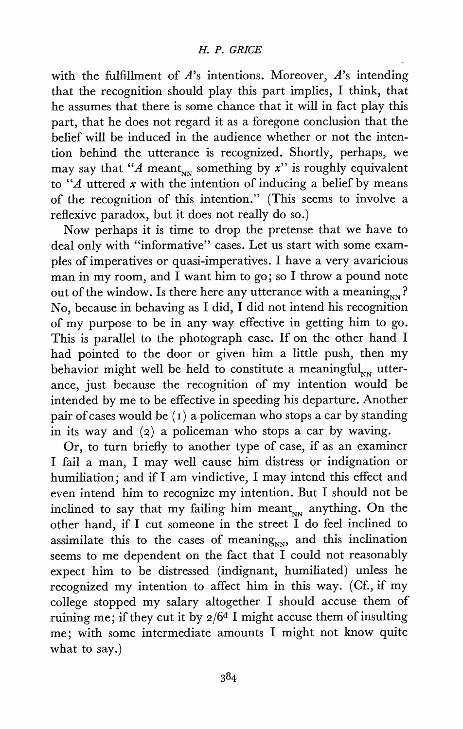with the fulfillment of *A*'s intentions. Moreover, *A*'s intending that the recognition should play this part implies, I think, that he assumes that there is some chance that it will in fact play this part, that he does not regard it as a foregone conclusion that the belief will be induced in the audience whether or not the intention behind the utterance is recognized. Shortly, perhaps, we may say that "*A* meant$_{NN}$ something by *x*" is roughly equivalent to "*A* uttered *x* with the intention of inducing a belief by means of the recognition of this intention." (This seems to involve a reflexive paradox, but it does not really do so.)

Now perhaps it is time to drop the pretense that we have to deal only with "informative" cases. Let us start with some examples of imperatives or quasi-imperatives. I have a very avaricious man in my room, and I want him to go; so I throw a pound note out of the window. Is there here any utterance with a meaning$_{NN}$? No, because in behaving as I did, I did not intend his recognition of my purpose to be in any way effective in getting him to go. This is parallel to the photograph case. If on the other hand I had pointed to the door or given him a little push, then my behavior might well be held to constitute a meaningful$_{NN}$ utterance, just because the recognition of my intention would be intended by me to be effective in speeding his departure. Another pair of cases would be (1) a policeman who stops a car by standing in its way and (2) a policeman who stops a car by waving.

Or, to turn briefly to another type of case, if as an examiner I fail a man, I may well cause him distress or indignation or humiliation; and if I am vindictive, I may intend this effect and even intend him to recognize my intention. But I should not be inclined to say that my failing him meant$_{NN}$ anything. On the other hand, if I cut someone in the street I do feel inclined to assimilate this to the cases of meaning$_{NN}$, and this inclination seems to me dependent on the fact that I could not reasonably expect him to be distressed (indignant, humiliated) unless he recognized my intention to affect him in this way. (Cf., if my college stopped my salary altogether I should accuse them of ruining me; if they cut it by 2/6$^{d}$ I might accuse them of insulting me; with some intermediate amounts I might not know quite what to say.)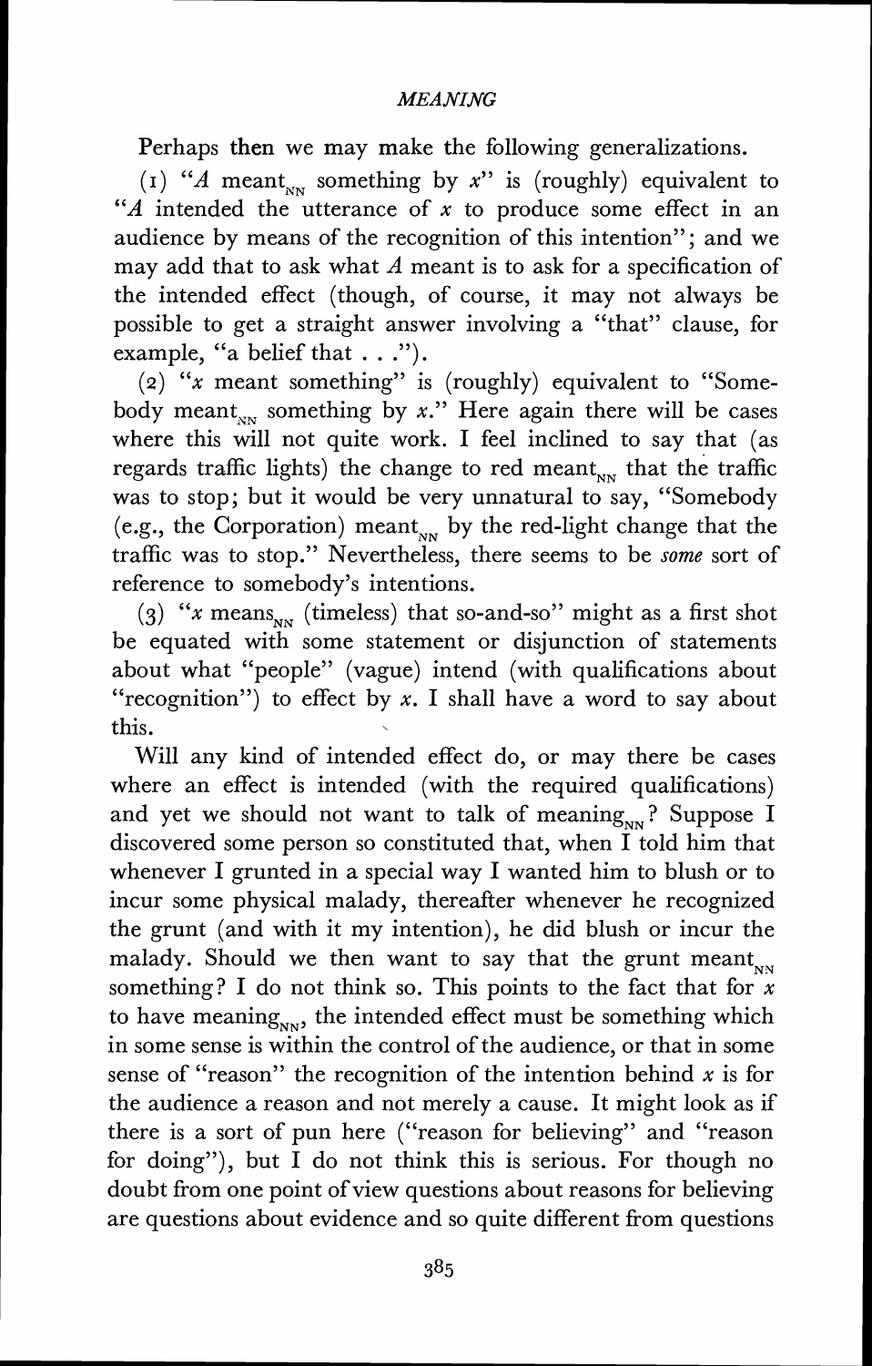Perhaps then we may make the following generalizations.

(1) "*A* meant$_{NN}$ something by *x*" is (roughly) equivalent to "*A* intended the utterance of *x* to produce some effect in an audience by means of the recognition of this intention"; and we may add that to ask what *A* meant is to ask for a specification of the intended effect (though, of course, it may not always be possible to get a straight answer involving a "that" clause, for example, "a belief that . . .").

(2) "*x* meant something" is (roughly) equivalent to "Somebody meant$_{NN}$ something by *x*." Here again there will be cases where this will not quite work. I feel inclined to say that (as regards traffic lights) the change to red meant$_{NN}$ that the traffic was to stop; but it would be very unnatural to say, "Somebody (e.g., the Corporation) meant$_{NN}$ by the red-light change that the traffic was to stop." Nevertheless, there seems to be *some* sort of reference to somebody's intentions.

(3) "*x* means$_{NN}$ (timeless) that so-and-so" might as a first shot be equated with some statement or disjunction of statements about what "people" (vague) intend (with qualifications about "recognition") to effect by *x*. I shall have a word to say about this.

Will any kind of intended effect do, or may there be cases where an effect is intended (with the required qualifications) and yet we should not want to talk of meaning$_{NN}$? Suppose I discovered some person so constituted that, when I told him that whenever I grunted in a special way I wanted him to blush or to incur some physical malady, thereafter whenever he recognized the grunt (and with it my intention), he did blush or incur the malady. Should we then want to say that the grunt meant$_{NN}$ something? I do not think so. This points to the fact that for *x* to have meaning$_{NN}$, the intended effect must be something which in some sense is within the control of the audience, or that in some sense of "reason" the recognition of the intention behind *x* is for the audience a reason and not merely a cause. It might look as if there is a sort of pun here ("reason for believing" and "reason for doing"), but I do not think this is serious. For though no doubt from one point of view questions about reasons for believing are questions about evidence and so quite different from questions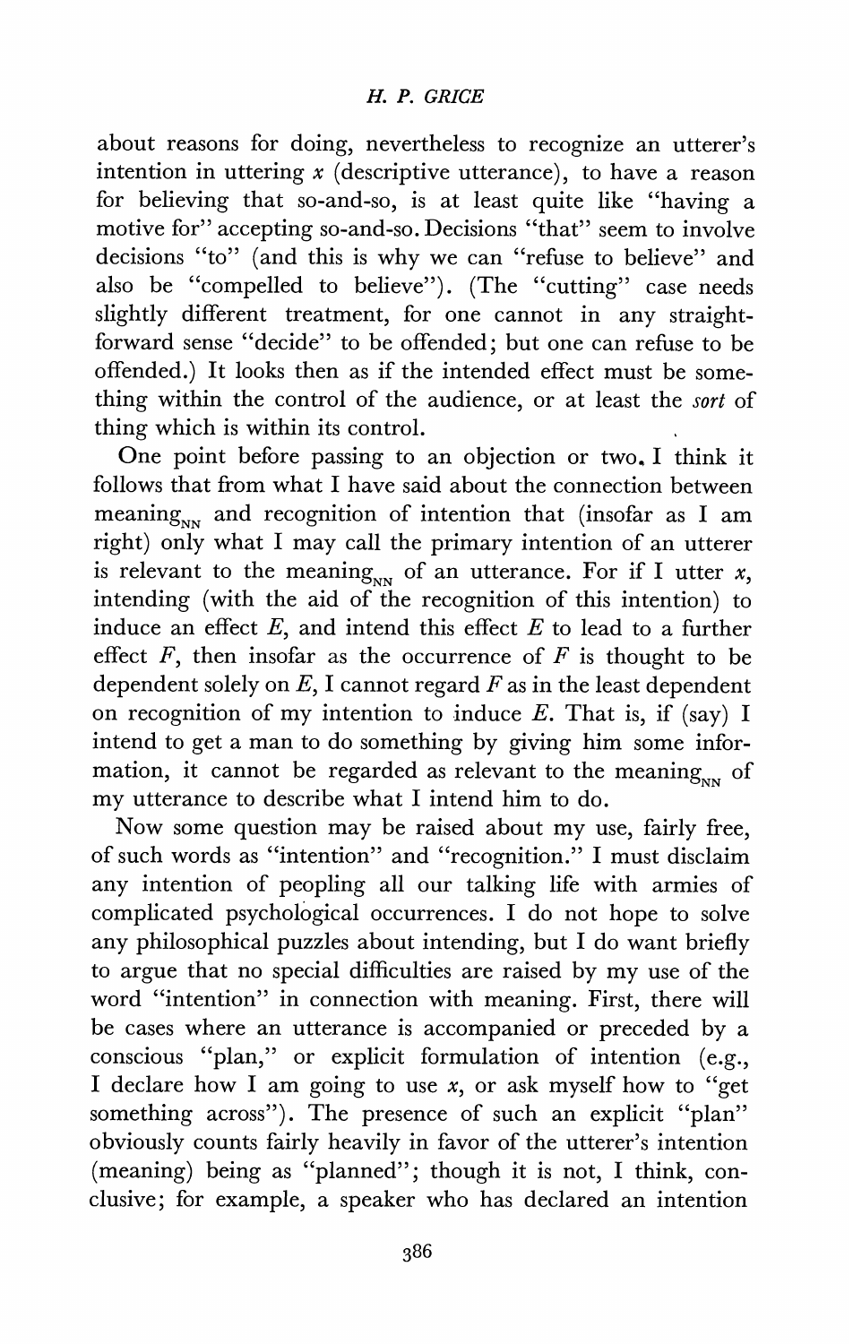about reasons for doing, nevertheless to recognize an utterer's intention in uttering $x$ (descriptive utterance), to have a reason for believing that so-and-so, is at least quite like "having a motive for" accepting so-and-so. Decisions "that" seem to involve decisions "to" (and this is why we can "refuse to believe" and also be "compelled to believe"). (The "cutting" case needs slightly different treatment, for one cannot in any straightforward sense "decide" to be offended; but one can refuse to be offended.) It looks then as if the intended effect must be something within the control of the audience, or at least the *sort* of thing which is within its control.

One point before passing to an objection or two. I think it follows that from what I have said about the connection between meaning$_{NN}$ and recognition of intention that (insofar as I am right) only what I may call the primary intention of an utterer is relevant to the meaning$_{NN}$ of an utterance. For if I utter $x$, intending (with the aid of the recognition of this intention) to induce an effect $E$, and intend this effect $E$ to lead to a further effect $F$, then insofar as the occurrence of $F$ is thought to be dependent solely on $E$, I cannot regard $F$ as in the least dependent on recognition of my intention to induce $E$. That is, if (say) I intend to get a man to do something by giving him some information, it cannot be regarded as relevant to the meaning$_{NN}$ of my utterance to describe what I intend him to do.

Now some question may be raised about my use, fairly free, of such words as "intention" and "recognition." I must disclaim any intention of peopling all our talking life with armies of complicated psychological occurrences. I do not hope to solve any philosophical puzzles about intending, but I do want briefly to argue that no special difficulties are raised by my use of the word "intention" in connection with meaning. First, there will be cases where an utterance is accompanied or preceded by a conscious "plan," or explicit formulation of intention (e.g., I declare how I am going to use $x$, or ask myself how to "get something across"). The presence of such an explicit "plan" obviously counts fairly heavily in favor of the utterer's intention (meaning) being as "planned"; though it is not, I think, conclusive; for example, a speaker who has declared an intention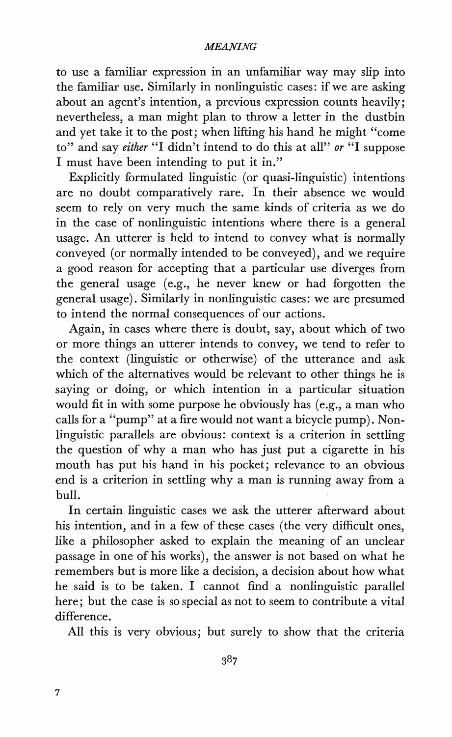to use a familiar expression in an unfamiliar way may slip into the familiar use. Similarly in nonlinguistic cases: if we are asking about an agent's intention, a previous expression counts heavily; nevertheless, a man might plan to throw a letter in the dustbin and yet take it to the post; when lifting his hand he might "come to" and say *either* "I didn't intend to do this at all" *or* "I suppose I must have been intending to put it in."

Explicitly formulated linguistic (or quasi-linguistic) intentions are no doubt comparatively rare. In their absence we would seem to rely on very much the same kinds of criteria as we do in the case of nonlinguistic intentions where there is a general usage. An utterer is held to intend to convey what is normally conveyed (or normally intended to be conveyed), and we require a good reason for accepting that a particular use diverges from the general usage (e.g., he never knew or had forgotten the general usage). Similarly in nonlinguistic cases: we are presumed to intend the normal consequences of our actions.

Again, in cases where there is doubt, say, about which of two or more things an utterer intends to convey, we tend to refer to the context (linguistic or otherwise) of the utterance and ask which of the alternatives would be relevant to other things he is saying or doing, or which intention in a particular situation would fit in with some purpose he obviously has (e.g., a man who calls for a "pump" at a fire would not want a bicycle pump). Nonlinguistic parallels are obvious: context is a criterion in settling the question of why a man who has just put a cigarette in his mouth has put his hand in his pocket; relevance to an obvious end is a criterion in settling why a man is running away from a bull.

In certain linguistic cases we ask the utterer afterward about his intention, and in a few of these cases (the very difficult ones, like a philosopher asked to explain the meaning of an unclear passage in one of his works), the answer is not based on what he remembers but is more like a decision, a decision about how what he said is to be taken. I cannot find a nonlinguistic parallel here; but the case is so special as not to seem to contribute a vital difference.

All this is very obvious; but surely to show that the criteria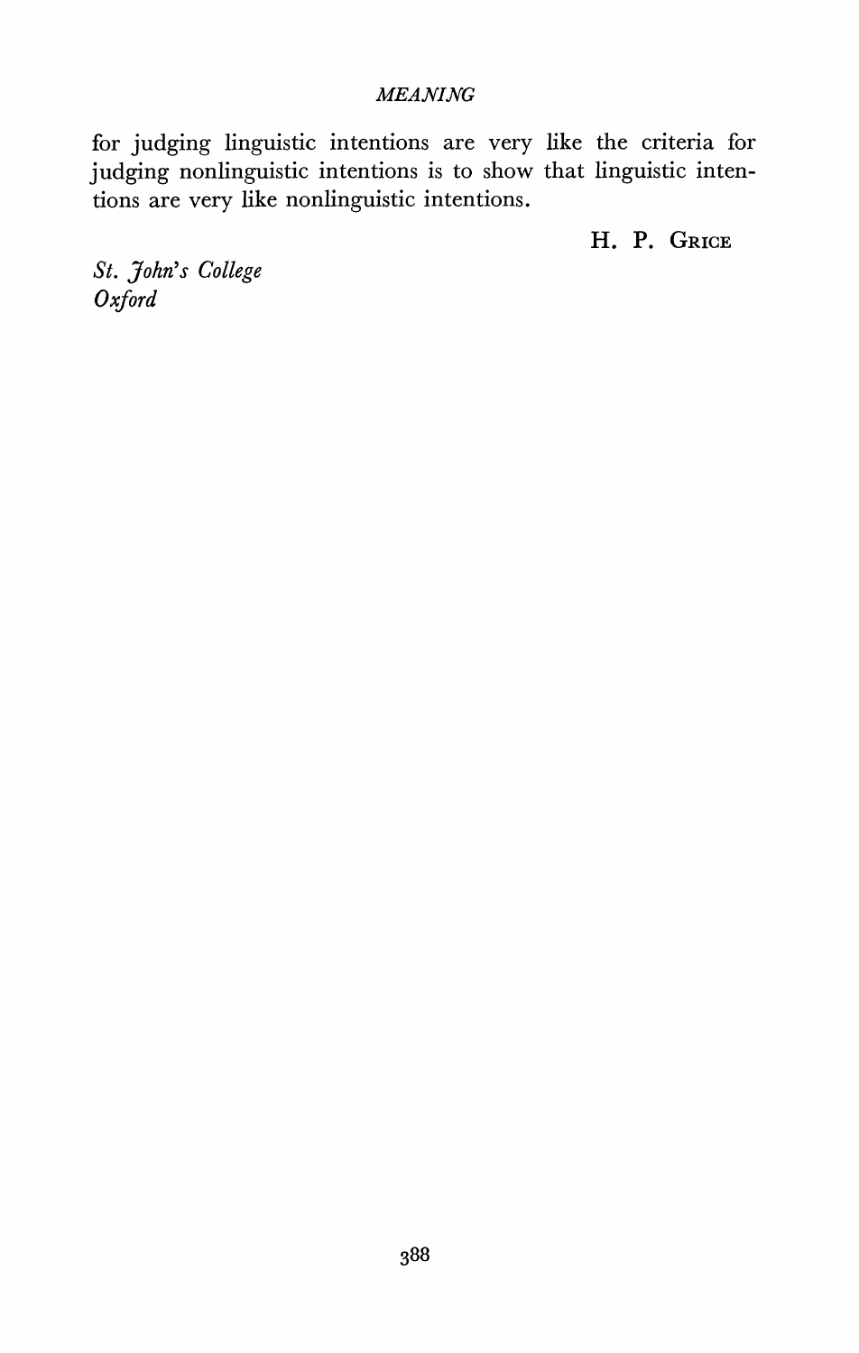for judging linguistic intentions are very like the criteria for judging nonlinguistic intentions is to show that linguistic intentions are very like nonlinguistic intentions.

H. P. GRICE

*St. John's College*
*Oxford*